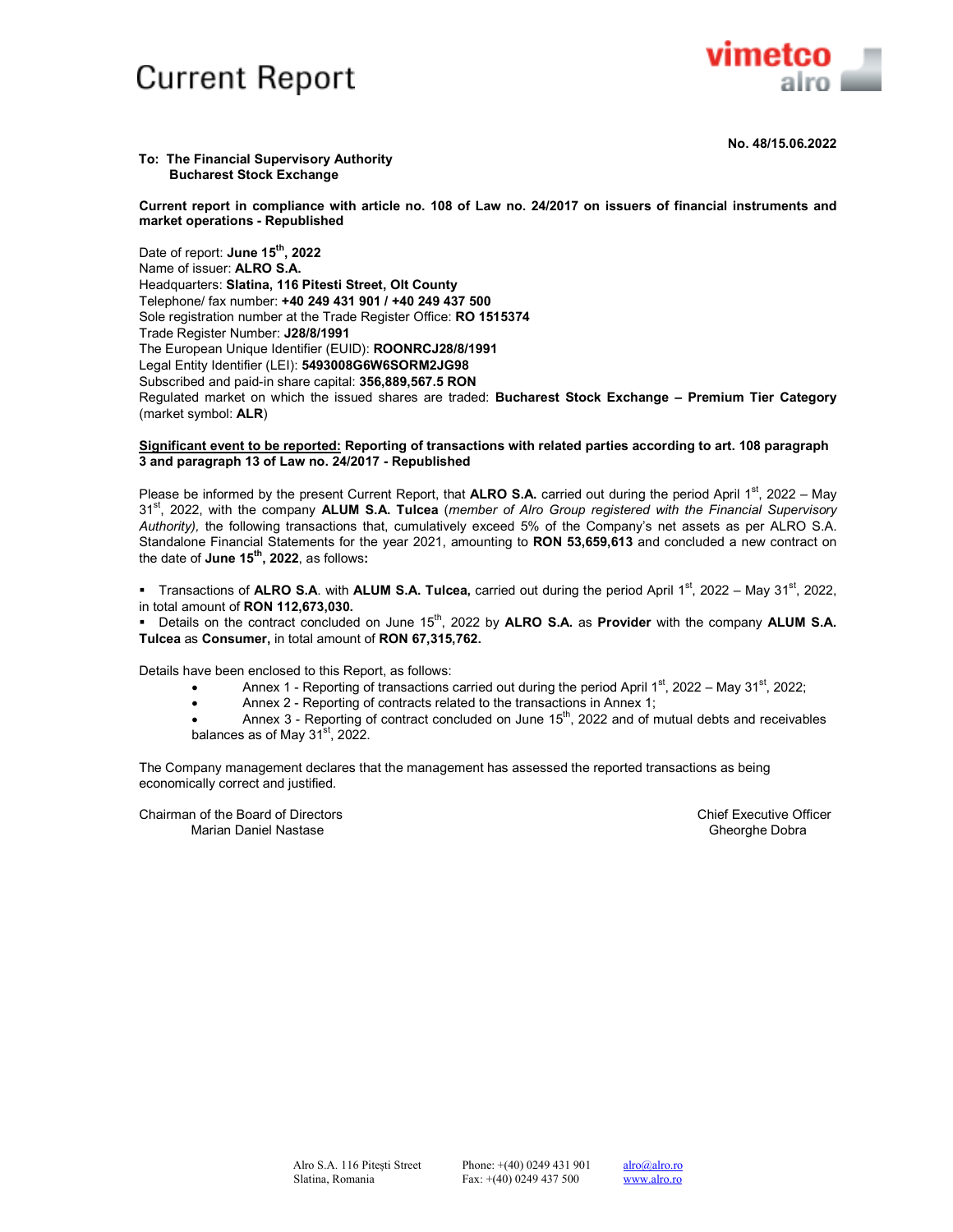# Current Report

**No. 48/15.06.2022**

**To: The Financial Supervisory Authority**
**Bucharest Stock Exchange**

**Current report in compliance with article no. 108 of Law no. 24/2017 on issuers of financial instruments and market operations - Republished**

Date of report: **June 15th, 2022**
Name of issuer: **ALRO S.A.**
Headquarters: **Slatina, 116 Pitesti Street, Olt County**
Telephone/ fax number: **+40 249 431 901 / +40 249 437 500**
Sole registration number at the Trade Register Office: **RO 1515374**
Trade Register Number: **J28/8/1991**
The European Unique Identifier (EUID): **ROONRCJ28/8/1991**
Legal Entity Identifier (LEI): **5493008G6W6SORM2JG98**
Subscribed and paid-in share capital: **356,889,567.5 RON**
Regulated market on which the issued shares are traded: **Bucharest Stock Exchange – Premium Tier Category** (market symbol: **ALR**)

**Significant event to be reported: Reporting of transactions with related parties according to art. 108 paragraph 3 and paragraph 13 of Law no. 24/2017 - Republished**

Please be informed by the present Current Report, that **ALRO S.A.** carried out during the period April 1st, 2022 – May 31st, 2022, with the company **ALUM S.A. Tulcea** (*member of Alro Group registered with the Financial Supervisory Authority),* the following transactions that, cumulatively exceed 5% of the Company's net assets as per ALRO S.A. Standalone Financial Statements for the year 2021, amounting to **RON 53,659,613** and concluded a new contract on the date of **June 15th, 2022**, as follows**:**

- Transactions of **ALRO S.A**. with **ALUM S.A. Tulcea,** carried out during the period April 1st, 2022 – May 31st, 2022, in total amount of **RON 112,673,030.**
- Details on the contract concluded on June 15th, 2022 by **ALRO S.A.** as **Provider** with the company **ALUM S.A. Tulcea** as **Consumer,** in total amount of **RON 67,315,762.**

Details have been enclosed to this Report, as follows:

- Annex 1 - Reporting of transactions carried out during the period April 1st, 2022 – May 31st, 2022;
- Annex 2 - Reporting of contracts related to the transactions in Annex 1;
- Annex 3 - Reporting of contract concluded on June 15th, 2022 and of mutual debts and receivables balances as of May 31st, 2022.

The Company management declares that the management has assessed the reported transactions as being economically correct and justified.

Chairman of the Board of Directors
Marian Daniel Nastase

Chief Executive Officer
Gheorghe Dobra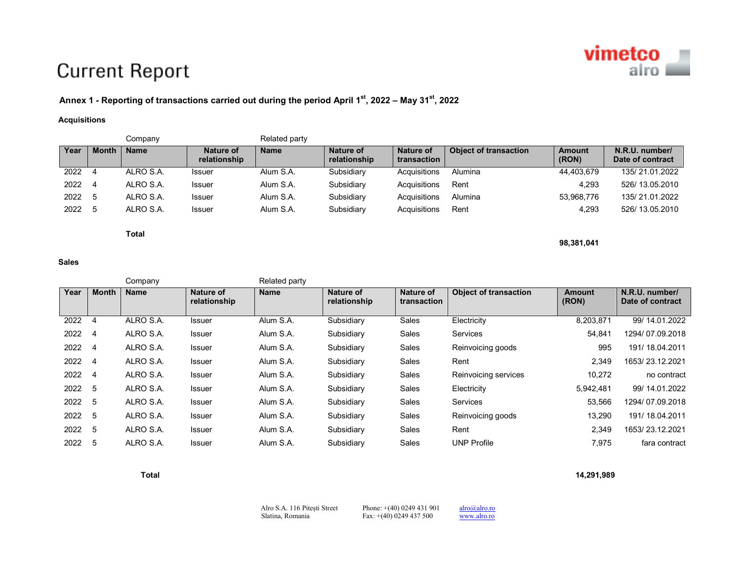# Current Report

**Annex 1 - Reporting of transactions carried out during the period April 1st, 2022 – May 31st, 2022**

**Acquisitions**

| | | Company | | Related party | | | | | |
|---|---|---|---|---|---|---|---|---|---|
| **Year** | **Month** | **Name** | **Nature of relationship** | **Name** | **Nature of relationship** | **Nature of transaction** | **Object of transaction** | **Amount (RON)** | **N.R.U. number/ Date of contract** |
| 2022 | 4 | ALRO S.A. | Issuer | Alum S.A. | Subsidiary | Acquisitions | Alumina | 44,403,679 | 135/ 21.01.2022 |
| 2022 | 4 | ALRO S.A. | Issuer | Alum S.A. | Subsidiary | Acquisitions | Rent | 4,293 | 526/ 13.05.2010 |
| 2022 | 5 | ALRO S.A. | Issuer | Alum S.A. | Subsidiary | Acquisitions | Alumina | 53,968,776 | 135/ 21.01.2022 |
| 2022 | 5 | ALRO S.A. | Issuer | Alum S.A. | Subsidiary | Acquisitions | Rent | 4,293 | 526/ 13.05.2010 |
| | | **Total** | | | | | | **98,381,041** | |

**Sales**

| | | Company | | Related party | | | | | |
|---|---|---|---|---|---|---|---|---|---|
| **Year** | **Month** | **Name** | **Nature of relationship** | **Name** | **Nature of relationship** | **Nature of transaction** | **Object of transaction** | **Amount (RON)** | **N.R.U. number/ Date of contract** |
| 2022 | 4 | ALRO S.A. | Issuer | Alum S.A. | Subsidiary | Sales | Electricity | 8,203,871 | 99/ 14.01.2022 |
| 2022 | 4 | ALRO S.A. | Issuer | Alum S.A. | Subsidiary | Sales | Services | 54,841 | 1294/ 07.09.2018 |
| 2022 | 4 | ALRO S.A. | Issuer | Alum S.A. | Subsidiary | Sales | Reinvoicing goods | 995 | 191/ 18.04.2011 |
| 2022 | 4 | ALRO S.A. | Issuer | Alum S.A. | Subsidiary | Sales | Rent | 2,349 | 1653/ 23.12.2021 |
| 2022 | 4 | ALRO S.A. | Issuer | Alum S.A. | Subsidiary | Sales | Reinvoicing services | 10,272 | no contract |
| 2022 | 5 | ALRO S.A. | Issuer | Alum S.A. | Subsidiary | Sales | Electricity | 5,942,481 | 99/ 14.01.2022 |
| 2022 | 5 | ALRO S.A. | Issuer | Alum S.A. | Subsidiary | Sales | Services | 53,566 | 1294/ 07.09.2018 |
| 2022 | 5 | ALRO S.A. | Issuer | Alum S.A. | Subsidiary | Sales | Reinvoicing goods | 13,290 | 191/ 18.04.2011 |
| 2022 | 5 | ALRO S.A. | Issuer | Alum S.A. | Subsidiary | Sales | Rent | 2,349 | 1653/ 23.12.2021 |
| 2022 | 5 | ALRO S.A. | Issuer | Alum S.A. | Subsidiary | Sales | UNP Profile | 7,975 | fara contract |
| | | **Total** | | | | | | **14,291,989** | |

Alro S.A. 116 Pitești Street
Slatina, Romania

Phone: +(40) 0249 431 901
Fax: +(40) 0249 437 500

alro@alro.ro
www.alro.ro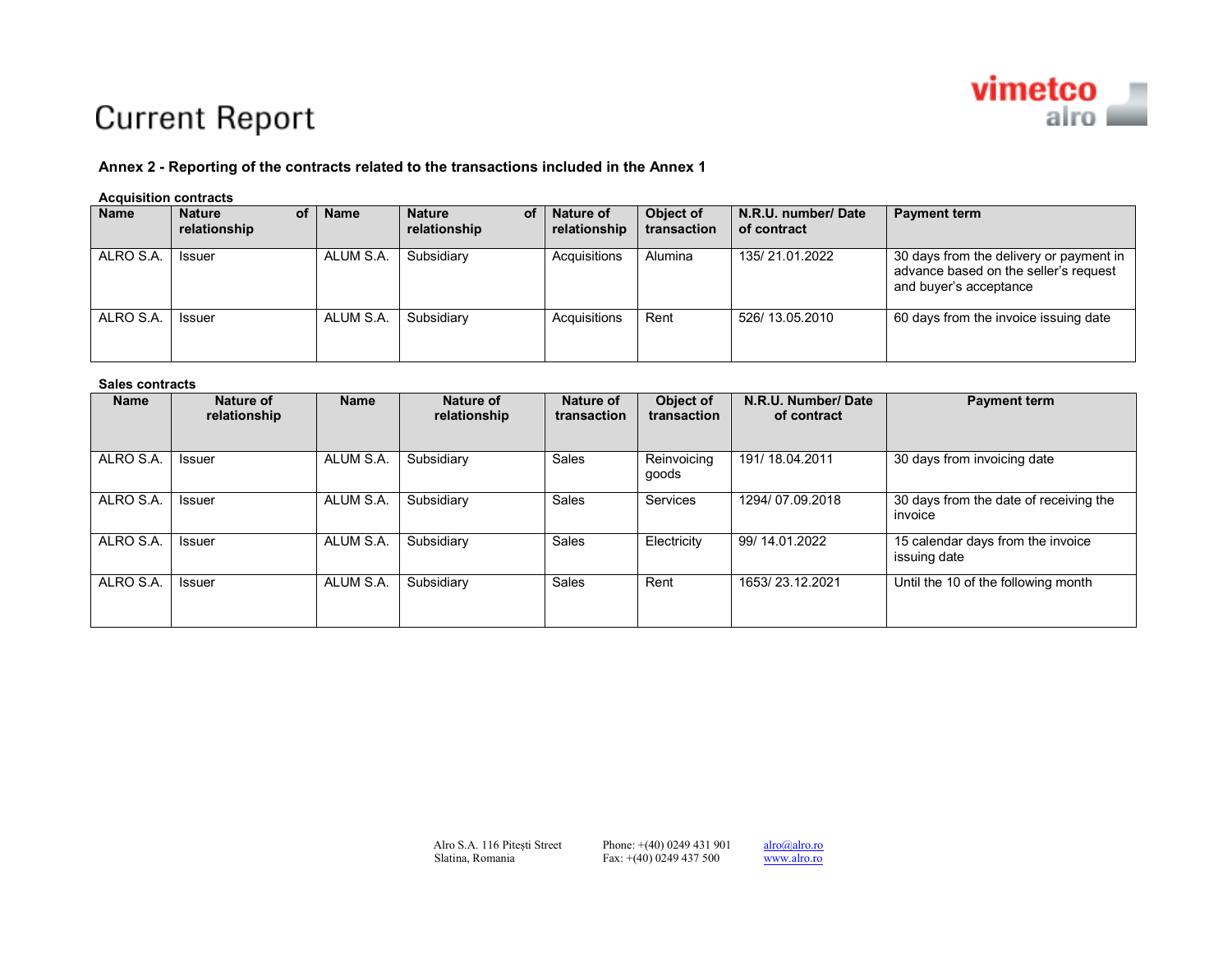# Current Report

**Annex 2 - Reporting of the contracts related to the transactions included in the Annex 1**

**Acquisition contracts**

| Name | Nature of relationship | Name | Nature of relationship | Nature of relationship | Object of transaction | N.R.U. number/ Date of contract | Payment term |
|---|---|---|---|---|---|---|---|
| ALRO S.A. | Issuer | ALUM S.A. | Subsidiary | Acquisitions | Alumina | 135/ 21.01.2022 | 30 days from the delivery or payment in advance based on the seller's request and buyer's acceptance |
| ALRO S.A. | Issuer | ALUM S.A. | Subsidiary | Acquisitions | Rent | 526/ 13.05.2010 | 60 days from the invoice issuing date |

**Sales contracts**

| Name | Nature of relationship | Name | Nature of relationship | Nature of transaction | Object of transaction | N.R.U. Number/ Date of contract | Payment term |
|---|---|---|---|---|---|---|---|
| ALRO S.A. | Issuer | ALUM S.A. | Subsidiary | Sales | Reinvoicing goods | 191/ 18.04.2011 | 30 days from invoicing date |
| ALRO S.A. | Issuer | ALUM S.A. | Subsidiary | Sales | Services | 1294/ 07.09.2018 | 30 days from the date of receiving the invoice |
| ALRO S.A. | Issuer | ALUM S.A. | Subsidiary | Sales | Electricity | 99/ 14.01.2022 | 15 calendar days from the invoice issuing date |
| ALRO S.A. | Issuer | ALUM S.A. | Subsidiary | Sales | Rent | 1653/ 23.12.2021 | Until the 10 of the following month |

Alro S.A. 116 Pitești Street
Slatina, Romania

Phone: +(40) 0249 431 901
Fax: +(40) 0249 437 500

alro@alro.ro
www.alro.ro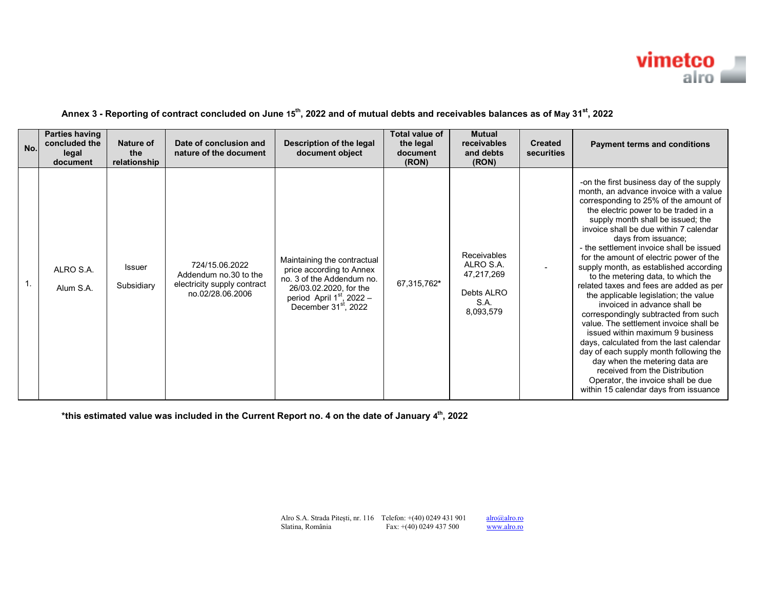## Annex 3 - Reporting of contract concluded on June 15th, 2022 and of mutual debts and receivables balances as of May 31st, 2022

| No. | Parties having concluded the legal document | Nature of the relationship | Date of conclusion and nature of the document | Description of the legal document object | Total value of the legal document (RON) | Mutual receivables and debts (RON) | Created securities | Payment terms and conditions |
|---|---|---|---|---|---|---|---|---|
| 1. | ALRO S.A.<br><br>Alum S.A. | Issuer<br><br>Subsidiary | 724/15.06.2022 Addendum no.30 to the electricity supply contract no.02/28.06.2006 | Maintaining the contractual price according to Annex no. 3 of the Addendum no. 26/03.02.2020, for the period April 1st, 2022 – December 31st, 2022 | 67,315,762* | Receivables ALRO S.A. 47,217,269<br><br>Debts ALRO S.A. 8,093,579 | - | -on the first business day of the supply month, an advance invoice with a value corresponding to 25% of the amount of the electric power to be traded in a supply month shall be issued; the invoice shall be due within 7 calendar days from issuance;<br>- the settlement invoice shall be issued for the amount of electric power of the supply month, as established according to the metering data, to which the related taxes and fees are added as per the applicable legislation; the value invoiced in advance shall be correspondingly subtracted from such value. The settlement invoice shall be issued within maximum 9 business days, calculated from the last calendar day of each supply month following the day when the metering data are received from the Distribution Operator, the invoice shall be due within 15 calendar days from issuance |

***this estimated value was included in the Current Report no. 4 on the date of January 4th, 2022**